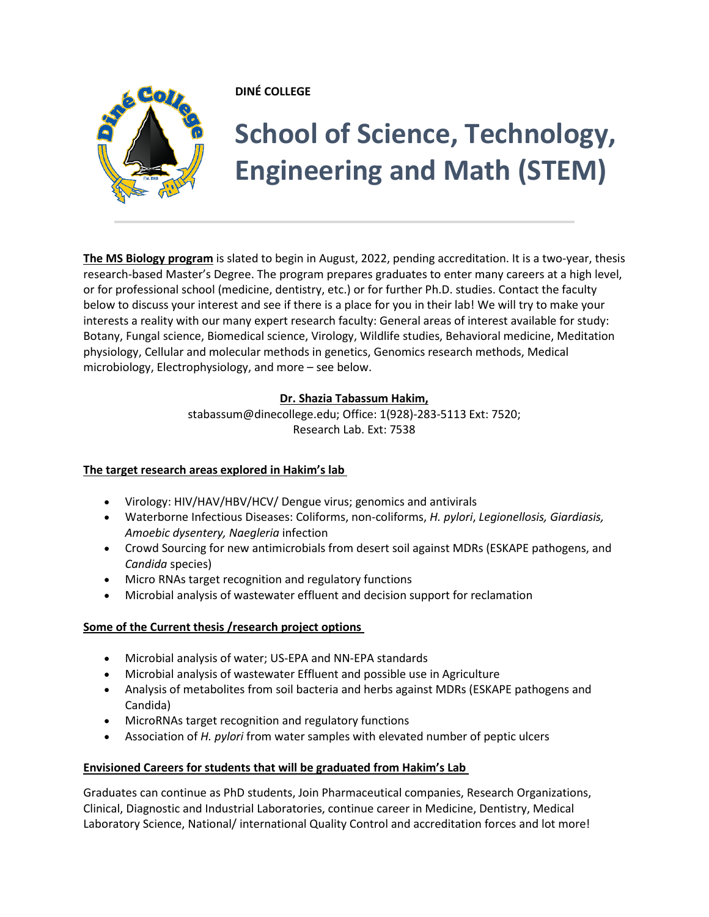**DINÉ COLLEGE**

# School of Science, Technology, Engineering and Math (STEM)

---

**<u>The MS Biology program</u>** is slated to begin in August, 2022, pending accreditation. It is a two-year, thesis research-based Master's Degree. The program prepares graduates to enter many careers at a high level, or for professional school (medicine, dentistry, etc.) or for further Ph.D. studies. Contact the faculty below to discuss your interest and see if there is a place for you in their lab! We will try to make your interests a reality with our many expert research faculty: General areas of interest available for study: Botany, Fungal science, Biomedical science, Virology, Wildlife studies, Behavioral medicine, Meditation physiology, Cellular and molecular methods in genetics, Genomics research methods, Medical microbiology, Electrophysiology, and more – see below.

**<u>Dr. Shazia Tabassum Hakim,</u>**
stabassum@dinecollege.edu; Office: 1(928)-283-5113 Ext: 7520;
Research Lab. Ext: 7538

**<u>The target research areas explored in Hakim's lab</u>**

- Virology: HIV/HAV/HBV/HCV/ Dengue virus; genomics and antivirals
- Waterborne Infectious Diseases: Coliforms, non-coliforms, *H. pylori*, *Legionellosis, Giardiasis, Amoebic dysentery, Naegleria* infection
- Crowd Sourcing for new antimicrobials from desert soil against MDRs (ESKAPE pathogens, and *Candida* species)
- Micro RNAs target recognition and regulatory functions
- Microbial analysis of wastewater effluent and decision support for reclamation

**<u>Some of the Current thesis /research project options</u>**

- Microbial analysis of water; US-EPA and NN-EPA standards
- Microbial analysis of wastewater Effluent and possible use in Agriculture
- Analysis of metabolites from soil bacteria and herbs against MDRs (ESKAPE pathogens and Candida)
- MicroRNAs target recognition and regulatory functions
- Association of *H. pylori* from water samples with elevated number of peptic ulcers

**<u>Envisioned Careers for students that will be graduated from Hakim's Lab</u>**

Graduates can continue as PhD students, Join Pharmaceutical companies, Research Organizations, Clinical, Diagnostic and Industrial Laboratories, continue career in Medicine, Dentistry, Medical Laboratory Science, National/ international Quality Control and accreditation forces and lot more!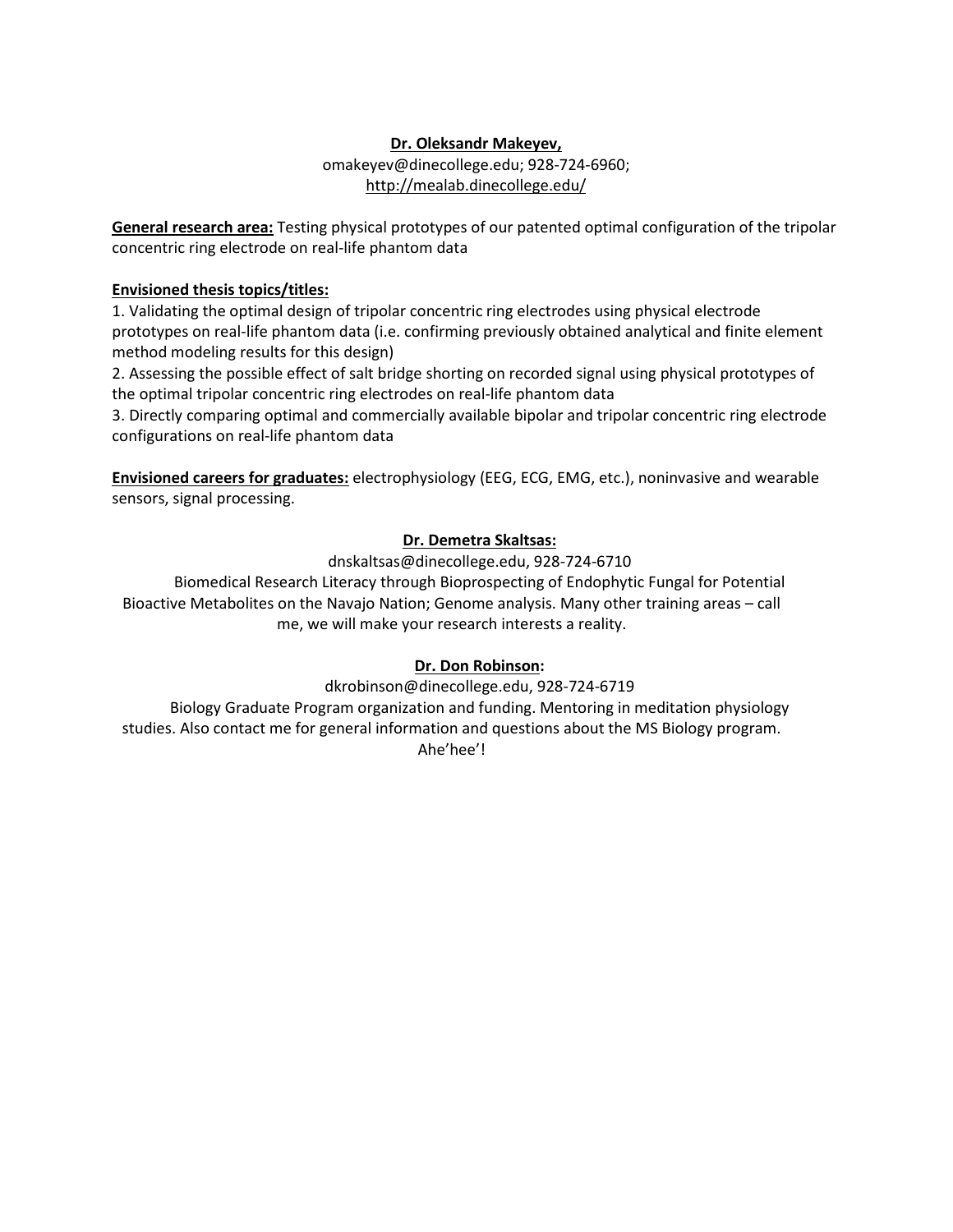**Dr. Oleksandr Makeyev,**

omakeyev@dinecollege.edu; 928-724-6960;
http://mealab.dinecollege.edu/

**General research area:** Testing physical prototypes of our patented optimal configuration of the tripolar concentric ring electrode on real-life phantom data

**Envisioned thesis topics/titles:**

1. Validating the optimal design of tripolar concentric ring electrodes using physical electrode prototypes on real-life phantom data (i.e. confirming previously obtained analytical and finite element method modeling results for this design)
2. Assessing the possible effect of salt bridge shorting on recorded signal using physical prototypes of the optimal tripolar concentric ring electrodes on real-life phantom data
3. Directly comparing optimal and commercially available bipolar and tripolar concentric ring electrode configurations on real-life phantom data

**Envisioned careers for graduates:** electrophysiology (EEG, ECG, EMG, etc.), noninvasive and wearable sensors, signal processing.

**Dr. Demetra Skaltsas:**

dnskaltsas@dinecollege.edu, 928-724-6710

Biomedical Research Literacy through Bioprospecting of Endophytic Fungal for Potential Bioactive Metabolites on the Navajo Nation; Genome analysis. Many other training areas – call me, we will make your research interests a reality.

**Dr. Don Robinson:**

dkrobinson@dinecollege.edu, 928-724-6719

Biology Graduate Program organization and funding. Mentoring in meditation physiology studies. Also contact me for general information and questions about the MS Biology program. Ahe'hee'!